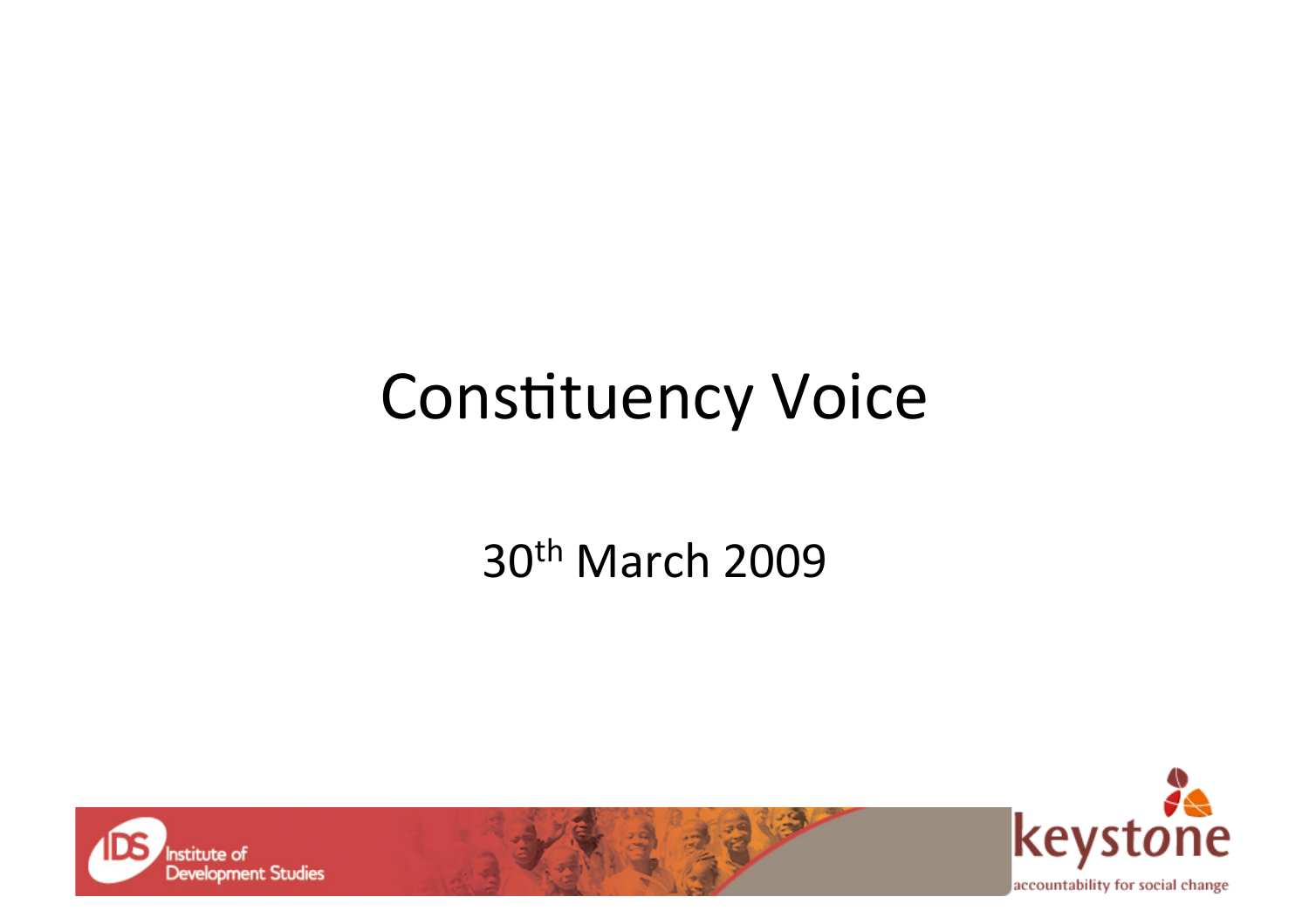# Constituency Voice

30th March 2009

Institute of Development Studies

keystone

accountability for social change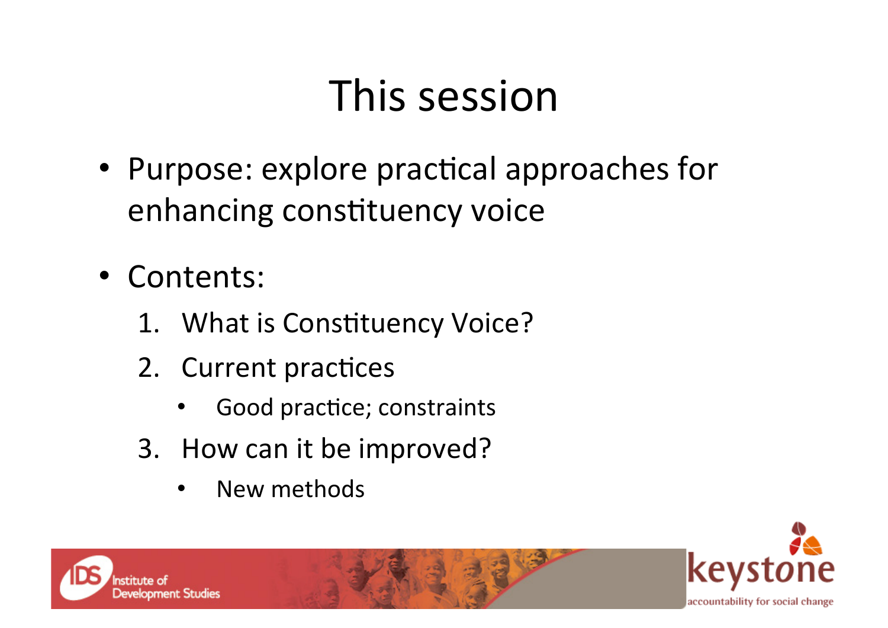# This session

- Purpose: explore practical approaches for enhancing constituency voice
- Contents:
  1. What is Constituency Voice?
  2. Current practices
     - Good practice; constraints
  3. How can it be improved?
     - New methods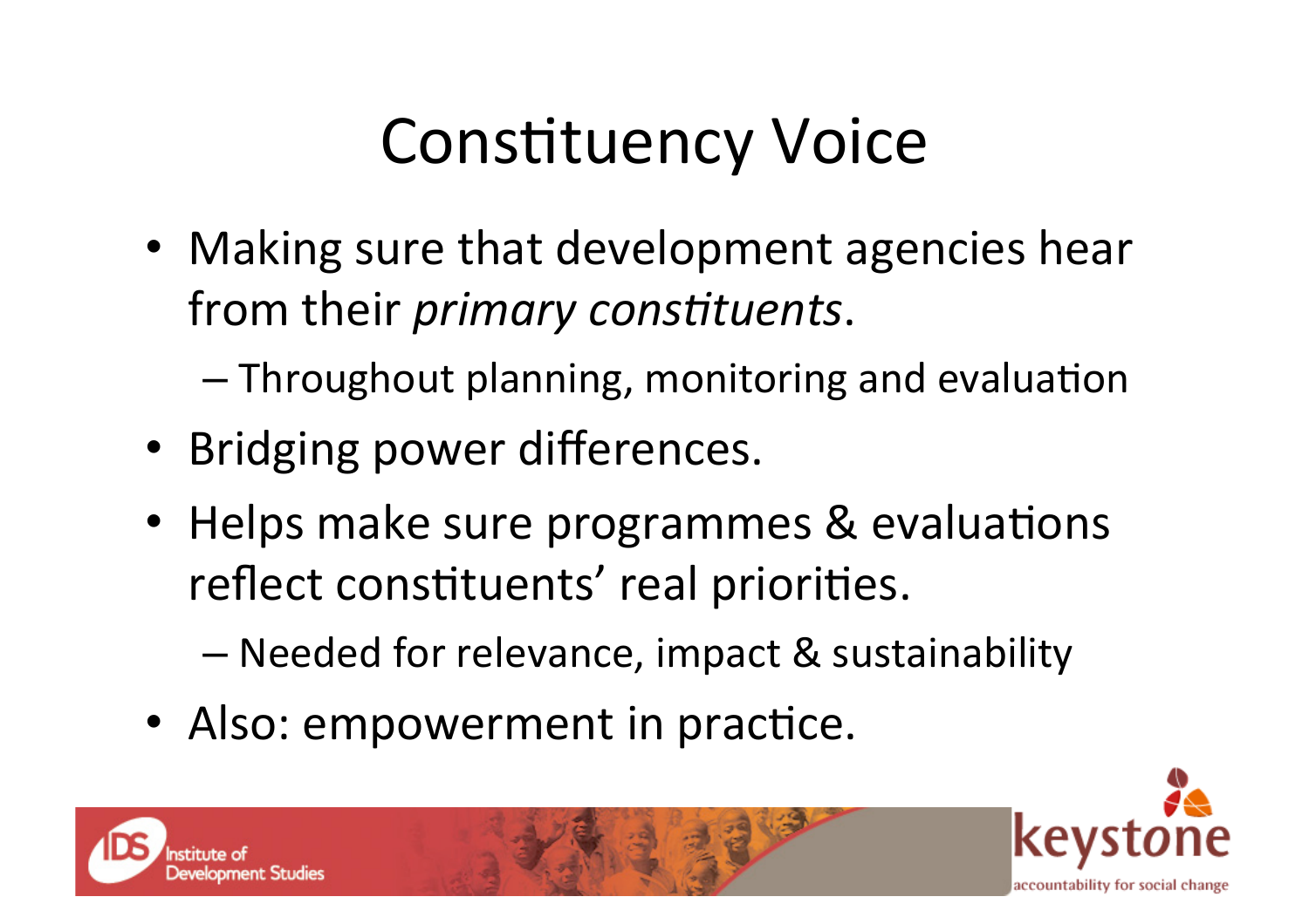# Constituency Voice

- Making sure that development agencies hear from their *primary constituents*.
  - Throughout planning, monitoring and evaluation
- Bridging power differences.
- Helps make sure programmes & evaluations reflect constituents' real priorities.
  - Needed for relevance, impact & sustainability
- Also: empowerment in practice.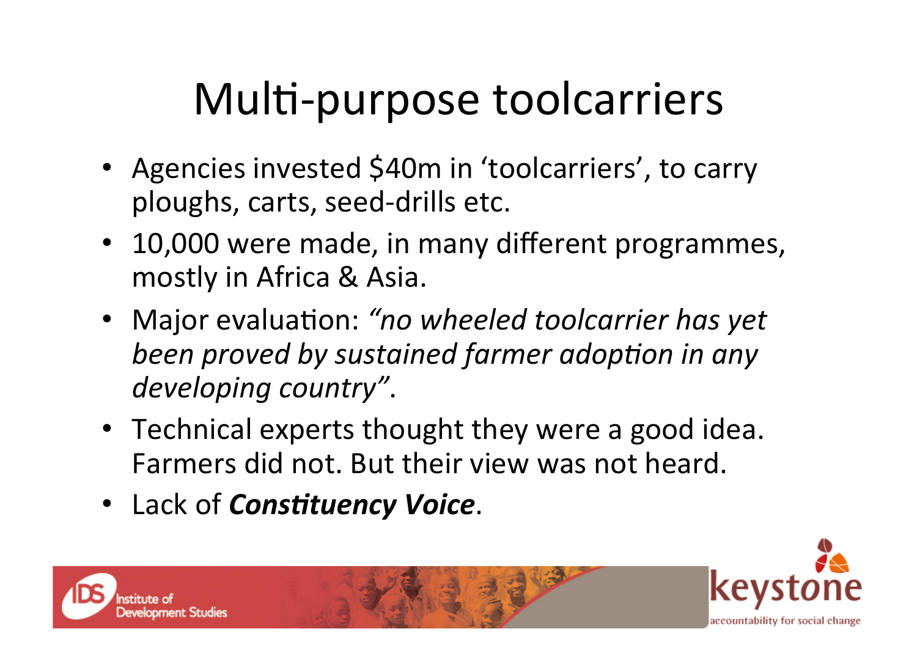# Multi-purpose toolcarriers

- Agencies invested $40m in 'toolcarriers', to carry ploughs, carts, seed-drills etc.
- 10,000 were made, in many different programmes, mostly in Africa & Asia.
- Major evaluation: *"no wheeled toolcarrier has yet been proved by sustained farmer adoption in any developing country"*.
- Technical experts thought they were a good idea. Farmers did not. But their view was not heard.
- Lack of ***Constituency Voice***.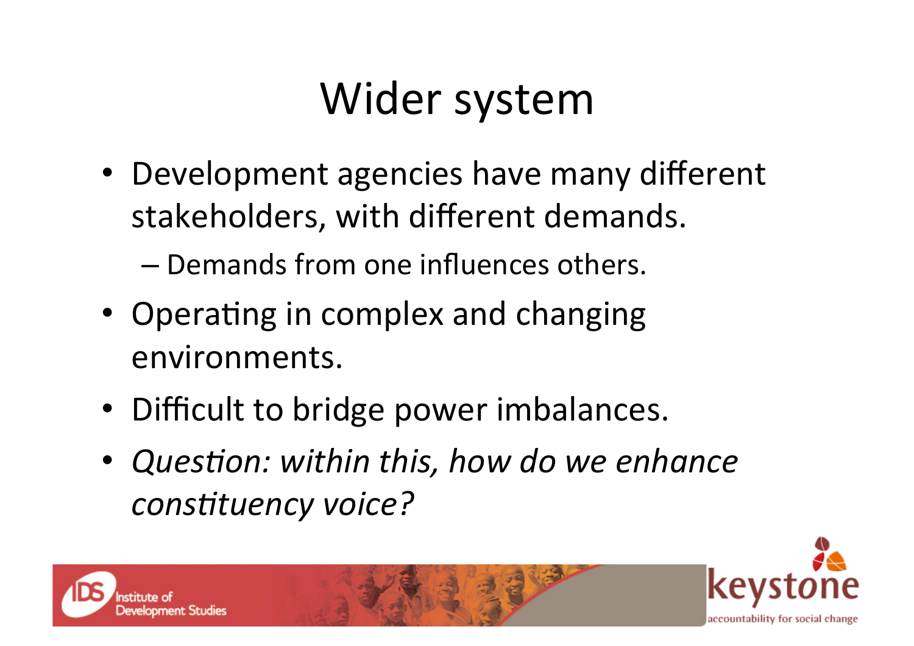# Wider system

- Development agencies have many different stakeholders, with different demands.
  - Demands from one influences others.
- Operating in complex and changing environments.
- Difficult to bridge power imbalances.
- *Question: within this, how do we enhance constituency voice?*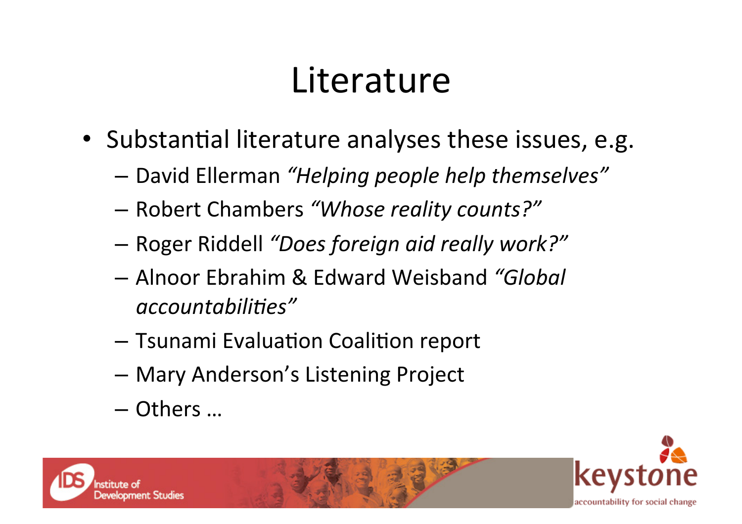# Literature

- Substantial literature analyses these issues, e.g.
  - David Ellerman *"Helping people help themselves"*
  - Robert Chambers *"Whose reality counts?"*
  - Roger Riddell *"Does foreign aid really work?"*
  - Alnoor Ebrahim & Edward Weisband *"Global accountabilities"*
  - Tsunami Evaluation Coalition report
  - Mary Anderson's Listening Project
  - Others …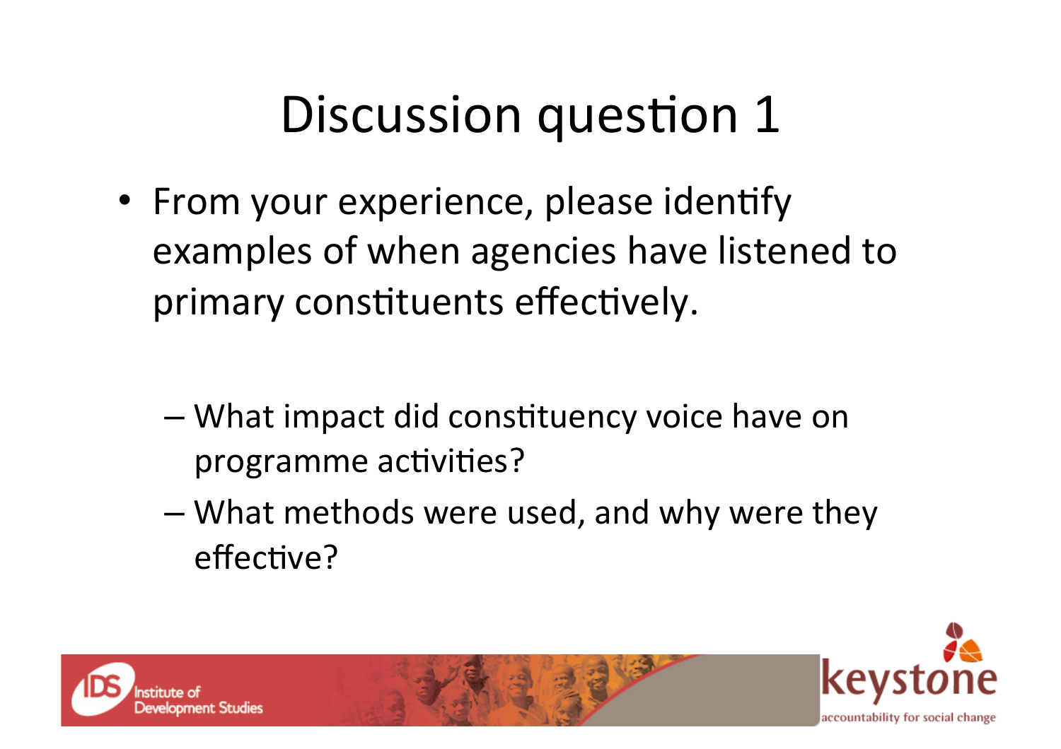# Discussion question 1

- From your experience, please identify examples of when agencies have listened to primary constituents effectively.
  - What impact did constituency voice have on programme activities?
  - What methods were used, and why were they effective?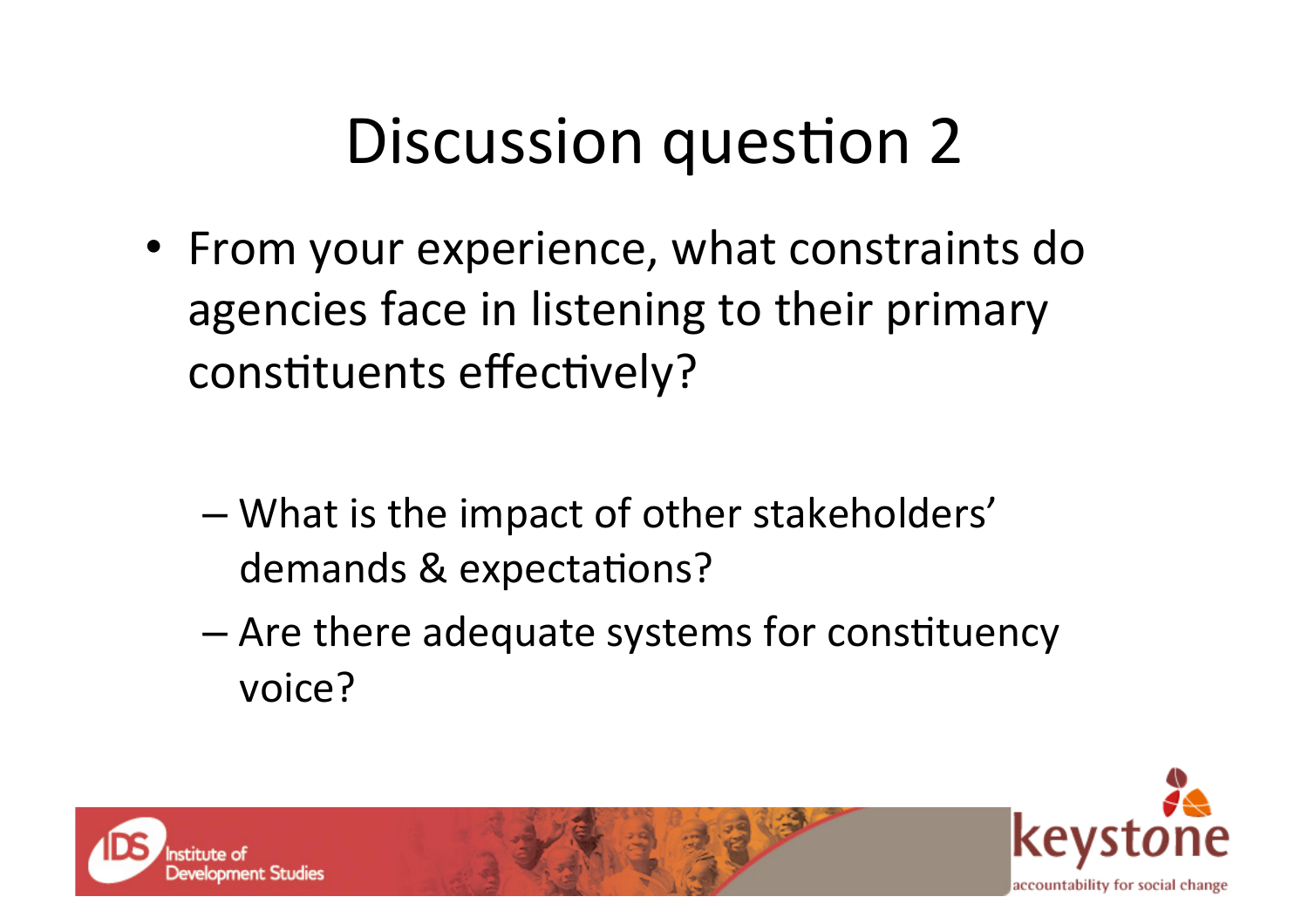# Discussion question 2

- From your experience, what constraints do agencies face in listening to their primary constituents effectively?
  - What is the impact of other stakeholders' demands & expectations?
  - Are there adequate systems for constituency voice?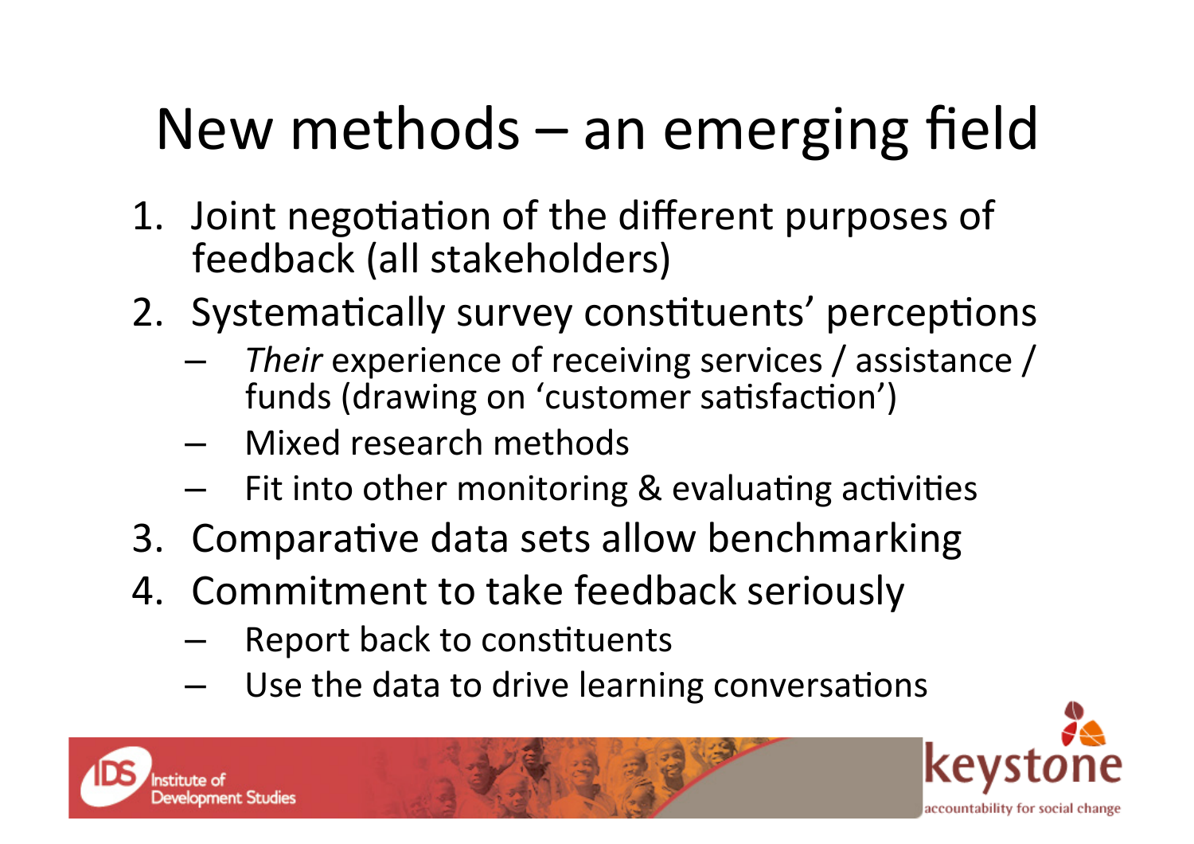# New methods – an emerging field

1. Joint negotiation of the different purposes of feedback (all stakeholders)
2. Systematically survey constituents' perceptions
   - *Their* experience of receiving services / assistance / funds (drawing on 'customer satisfaction')
   - Mixed research methods
   - Fit into other monitoring & evaluating activities
3. Comparative data sets allow benchmarking
4. Commitment to take feedback seriously
   - Report back to constituents
   - Use the data to drive learning conversations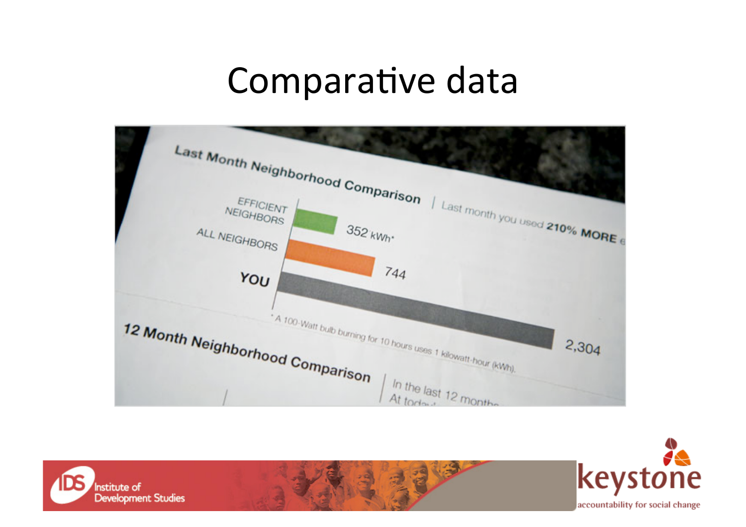# Comparative data

Last Month Neighborhood Comparison | Last month you used **210% MORE**

| | |
|---|---|
| EFFICIENT NEIGHBORS | 352 kWh* |
| ALL NEIGHBORS | 744 |
| **YOU** | 2,304 |

\* A 100-Watt bulb burning for 10 hours uses 1 kilowatt-hour (kWh).

12 Month Neighborhood Comparison | In the last 12 months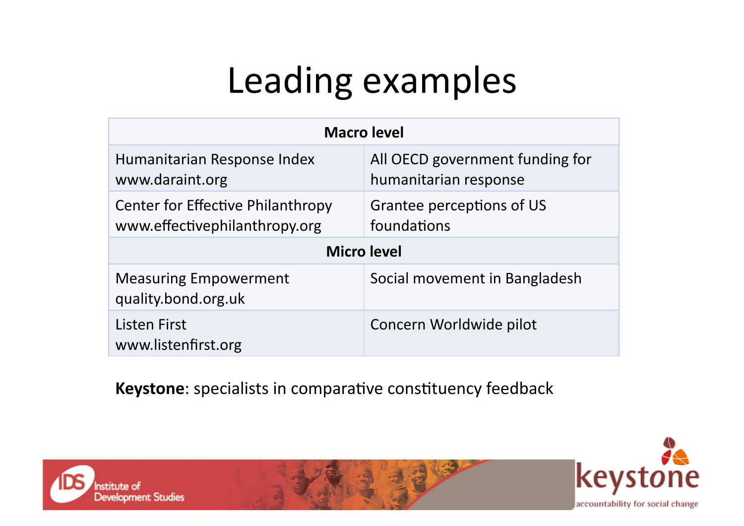# Leading examples

| Macro level | |
|---|---|
| Humanitarian Response Index www.daraint.org | All OECD government funding for humanitarian response |
| Center for Effective Philanthropy www.effectivephilanthropy.org | Grantee perceptions of US foundations |
| **Micro level** | |
| Measuring Empowerment quality.bond.org.uk | Social movement in Bangladesh |
| Listen First www.listenfirst.org | Concern Worldwide pilot |

**Keystone**: specialists in comparative constituency feedback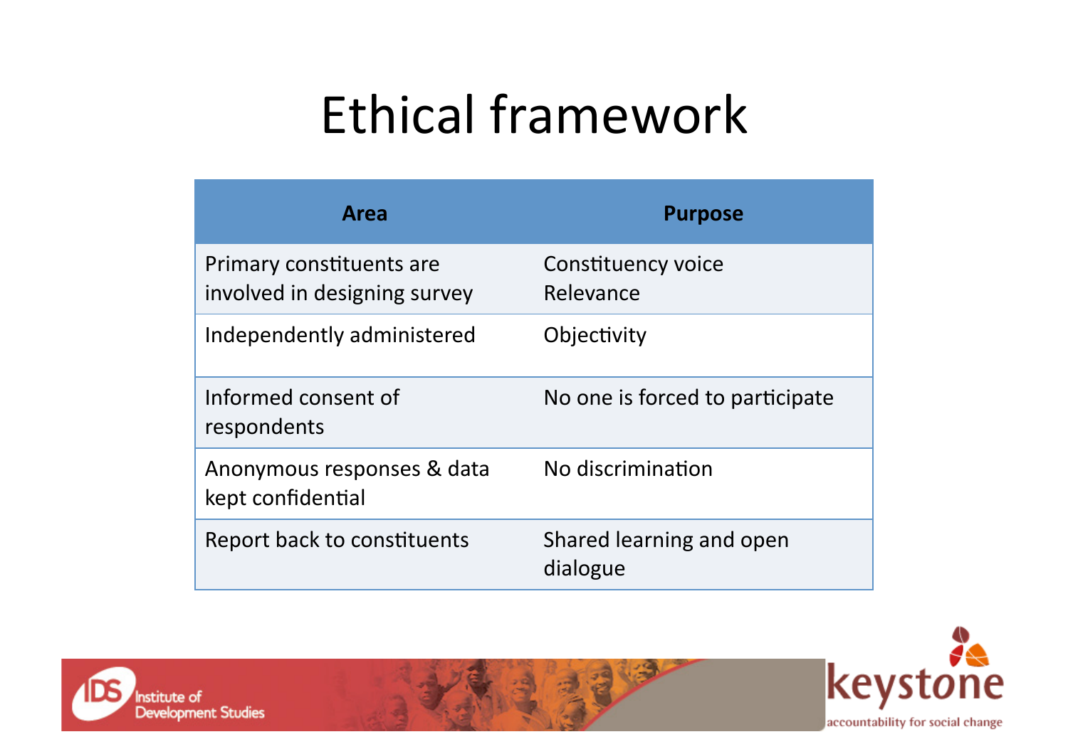# Ethical framework

| Area | Purpose |
|---|---|
| Primary constituents are involved in designing survey | Constituency voice<br>Relevance |
| Independently administered | Objectivity |
| Informed consent of respondents | No one is forced to participate |
| Anonymous responses & data kept confidential | No discrimination |
| Report back to constituents | Shared learning and open dialogue |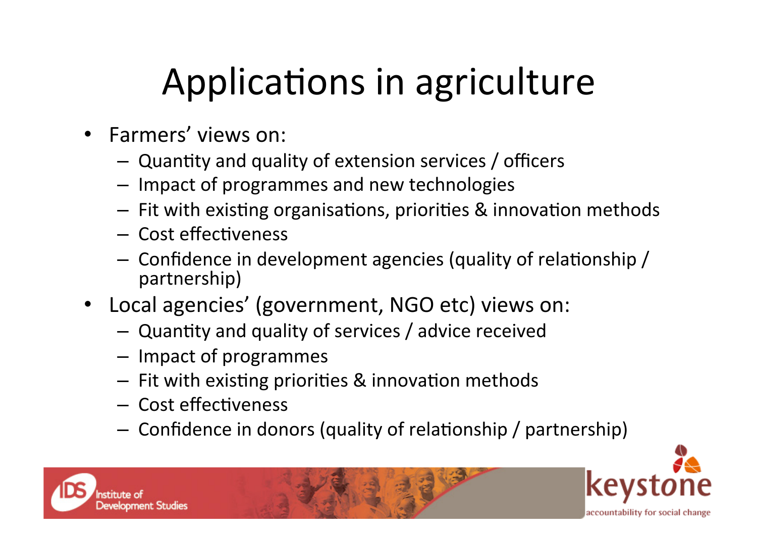# Applications in agriculture

- Farmers' views on:
  - Quantity and quality of extension services / officers
  - Impact of programmes and new technologies
  - Fit with existing organisations, priorities & innovation methods
  - Cost effectiveness
  - Confidence in development agencies (quality of relationship / partnership)
- Local agencies' (government, NGO etc) views on:
  - Quantity and quality of services / advice received
  - Impact of programmes
  - Fit with existing priorities & innovation methods
  - Cost effectiveness
  - Confidence in donors (quality of relationship / partnership)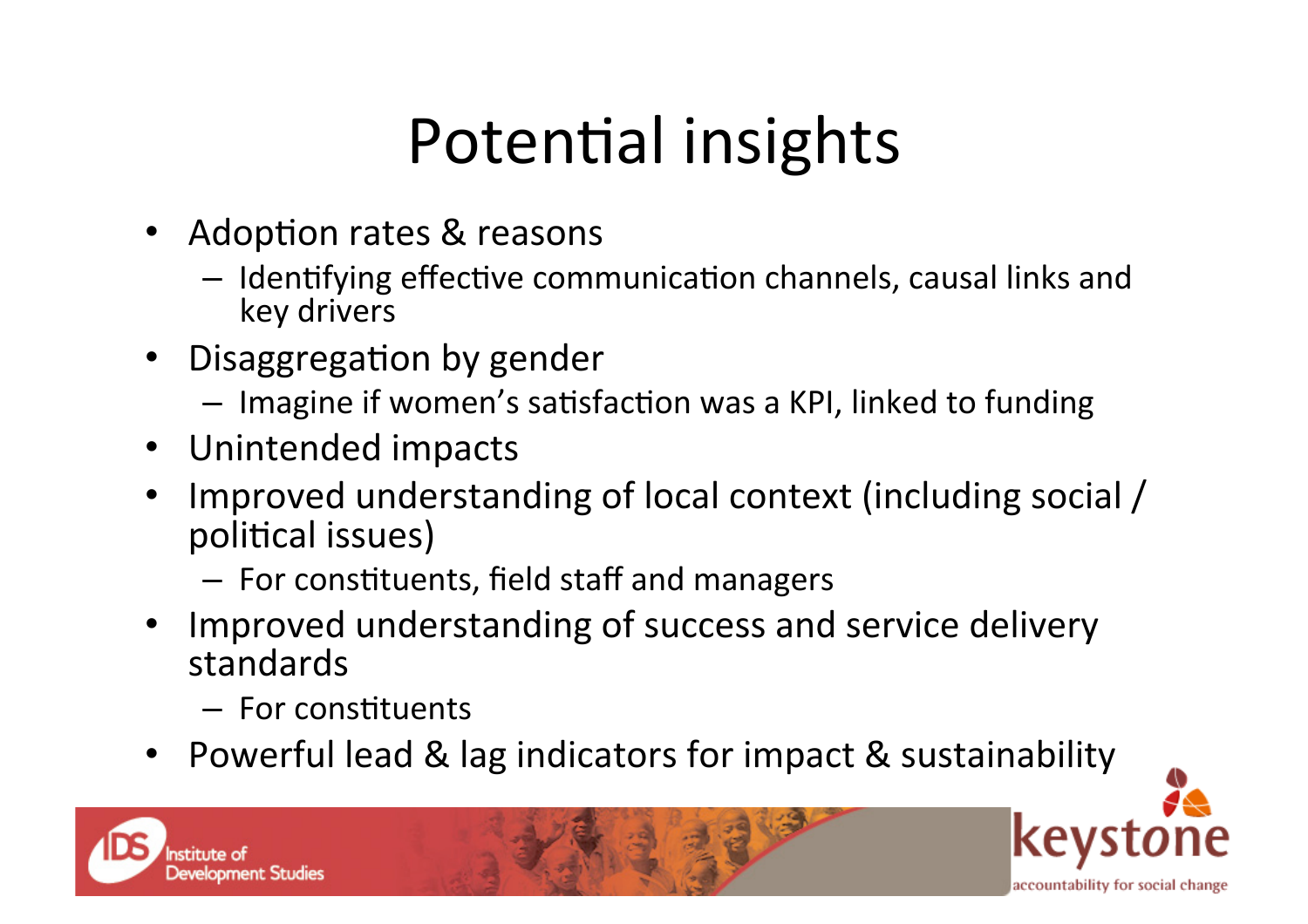# Potential insights

- Adoption rates & reasons
  - Identifying effective communication channels, causal links and key drivers
- Disaggregation by gender
  - Imagine if women's satisfaction was a KPI, linked to funding
- Unintended impacts
- Improved understanding of local context (including social / political issues)
  - For constituents, field staff and managers
- Improved understanding of success and service delivery standards
  - For constituents
- Powerful lead & lag indicators for impact & sustainability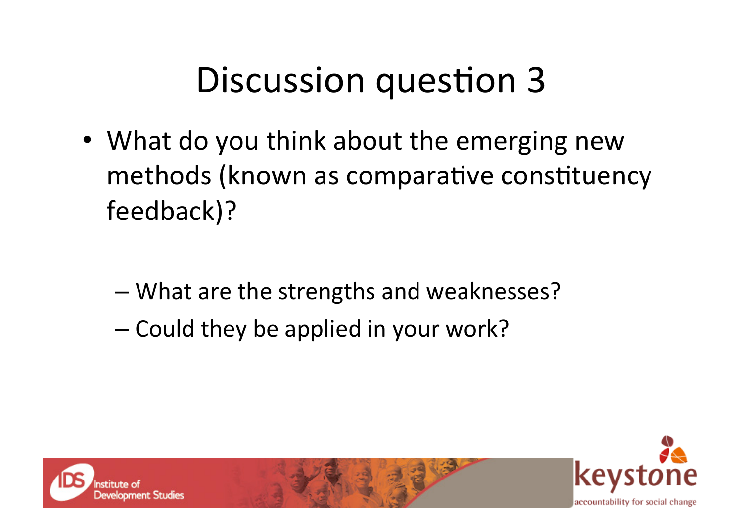# Discussion question 3

- What do you think about the emerging new methods (known as comparative constituency feedback)?
  - What are the strengths and weaknesses?
  - Could they be applied in your work?